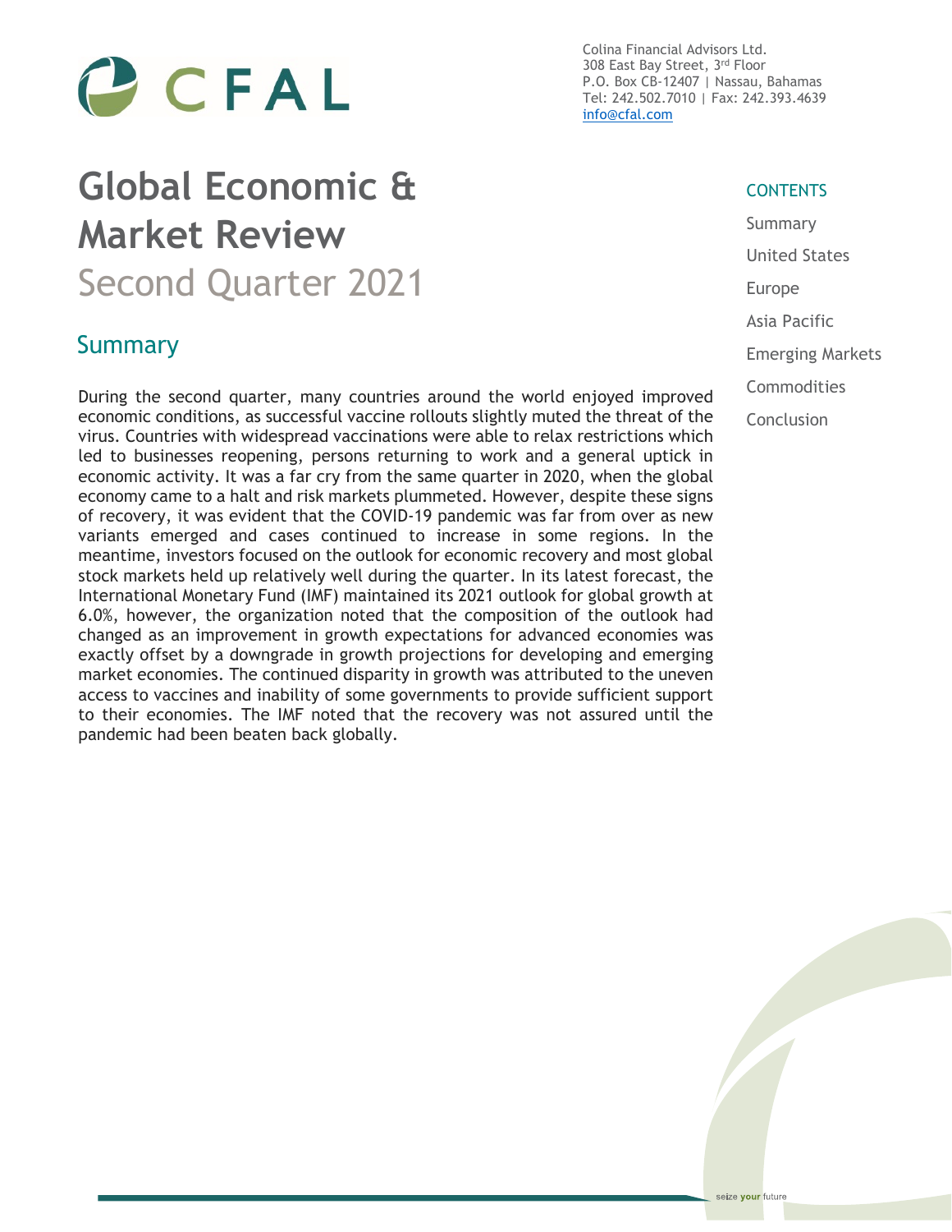Colina Financial Advisors Ltd.
308 East Bay Street, 3rd Floor
P.O. Box CB-12407 | Nassau, Bahamas
Tel: 242.502.7010 | Fax: 242.393.4639
info@cfal.com

# Global Economic & Market Review

## Second Quarter 2021

**CONTENTS**

- Summary
- United States
- Europe
- Asia Pacific
- Emerging Markets
- Commodities
- Conclusion

## Summary

During the second quarter, many countries around the world enjoyed improved economic conditions, as successful vaccine rollouts slightly muted the threat of the virus. Countries with widespread vaccinations were able to relax restrictions which led to businesses reopening, persons returning to work and a general uptick in economic activity. It was a far cry from the same quarter in 2020, when the global economy came to a halt and risk markets plummeted. However, despite these signs of recovery, it was evident that the COVID-19 pandemic was far from over as new variants emerged and cases continued to increase in some regions. In the meantime, investors focused on the outlook for economic recovery and most global stock markets held up relatively well during the quarter. In its latest forecast, the International Monetary Fund (IMF) maintained its 2021 outlook for global growth at 6.0%, however, the organization noted that the composition of the outlook had changed as an improvement in growth expectations for advanced economies was exactly offset by a downgrade in growth projections for developing and emerging market economies. The continued disparity in growth was attributed to the uneven access to vaccines and inability of some governments to provide sufficient support to their economies. The IMF noted that the recovery was not assured until the pandemic had been beaten back globally.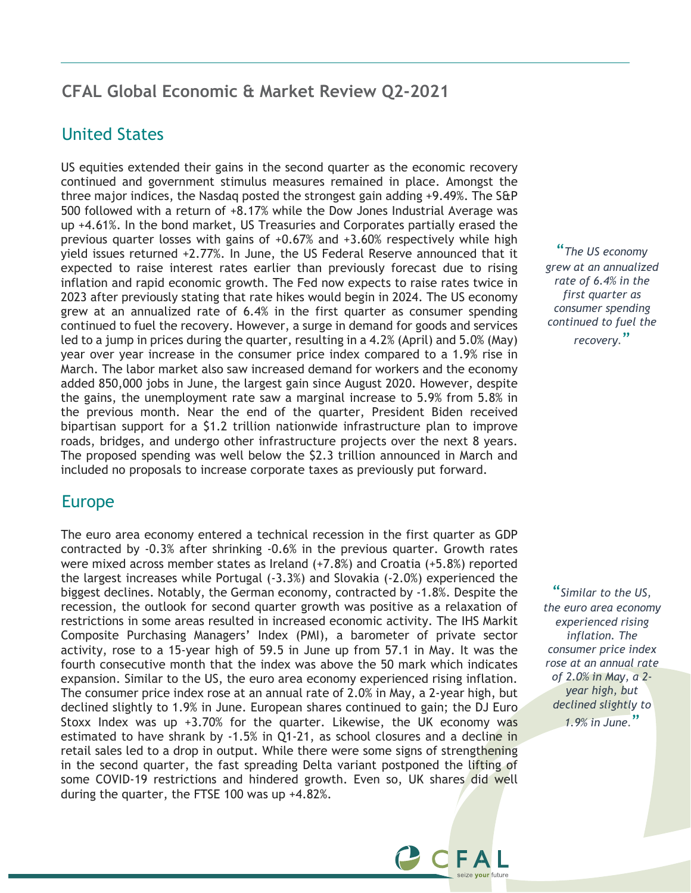## CFAL Global Economic & Market Review Q2-2021

### United States

US equities extended their gains in the second quarter as the economic recovery continued and government stimulus measures remained in place. Amongst the three major indices, the Nasdaq posted the strongest gain adding +9.49%. The S&P 500 followed with a return of +8.17% while the Dow Jones Industrial Average was up +4.61%. In the bond market, US Treasuries and Corporates partially erased the previous quarter losses with gains of +0.67% and +3.60% respectively while high yield issues returned +2.77%. In June, the US Federal Reserve announced that it expected to raise interest rates earlier than previously forecast due to rising inflation and rapid economic growth. The Fed now expects to raise rates twice in 2023 after previously stating that rate hikes would begin in 2024. The US economy grew at an annualized rate of 6.4% in the first quarter as consumer spending continued to fuel the recovery. However, a surge in demand for goods and services led to a jump in prices during the quarter, resulting in a 4.2% (April) and 5.0% (May) year over year increase in the consumer price index compared to a 1.9% rise in March. The labor market also saw increased demand for workers and the economy added 850,000 jobs in June, the largest gain since August 2020. However, despite the gains, the unemployment rate saw a marginal increase to 5.9% from 5.8% in the previous month. Near the end of the quarter, President Biden received bipartisan support for a $1.2 trillion nationwide infrastructure plan to improve roads, bridges, and undergo other infrastructure projects over the next 8 years. The proposed spending was well below the $2.3 trillion announced in March and included no proposals to increase corporate taxes as previously put forward.

> *"The US economy grew at an annualized rate of 6.4% in the first quarter as consumer spending continued to fuel the recovery."*

### Europe

The euro area economy entered a technical recession in the first quarter as GDP contracted by -0.3% after shrinking -0.6% in the previous quarter. Growth rates were mixed across member states as Ireland (+7.8%) and Croatia (+5.8%) reported the largest increases while Portugal (-3.3%) and Slovakia (-2.0%) experienced the biggest declines. Notably, the German economy, contracted by -1.8%. Despite the recession, the outlook for second quarter growth was positive as a relaxation of restrictions in some areas resulted in increased economic activity. The IHS Markit Composite Purchasing Managers' Index (PMI), a barometer of private sector activity, rose to a 15-year high of 59.5 in June up from 57.1 in May. It was the fourth consecutive month that the index was above the 50 mark which indicates expansion. Similar to the US, the euro area economy experienced rising inflation. The consumer price index rose at an annual rate of 2.0% in May, a 2-year high, but declined slightly to 1.9% in June. European shares continued to gain; the DJ Euro Stoxx Index was up +3.70% for the quarter. Likewise, the UK economy was estimated to have shrank by -1.5% in Q1-21, as school closures and a decline in retail sales led to a drop in output. While there were some signs of strengthening in the second quarter, the fast spreading Delta variant postponed the lifting of some COVID-19 restrictions and hindered growth. Even so, UK shares did well during the quarter, the FTSE 100 was up +4.82%.

> *"Similar to the US, the euro area economy experienced rising inflation. The consumer price index rose at an annual rate of 2.0% in May, a 2-year high, but declined slightly to 1.9% in June."*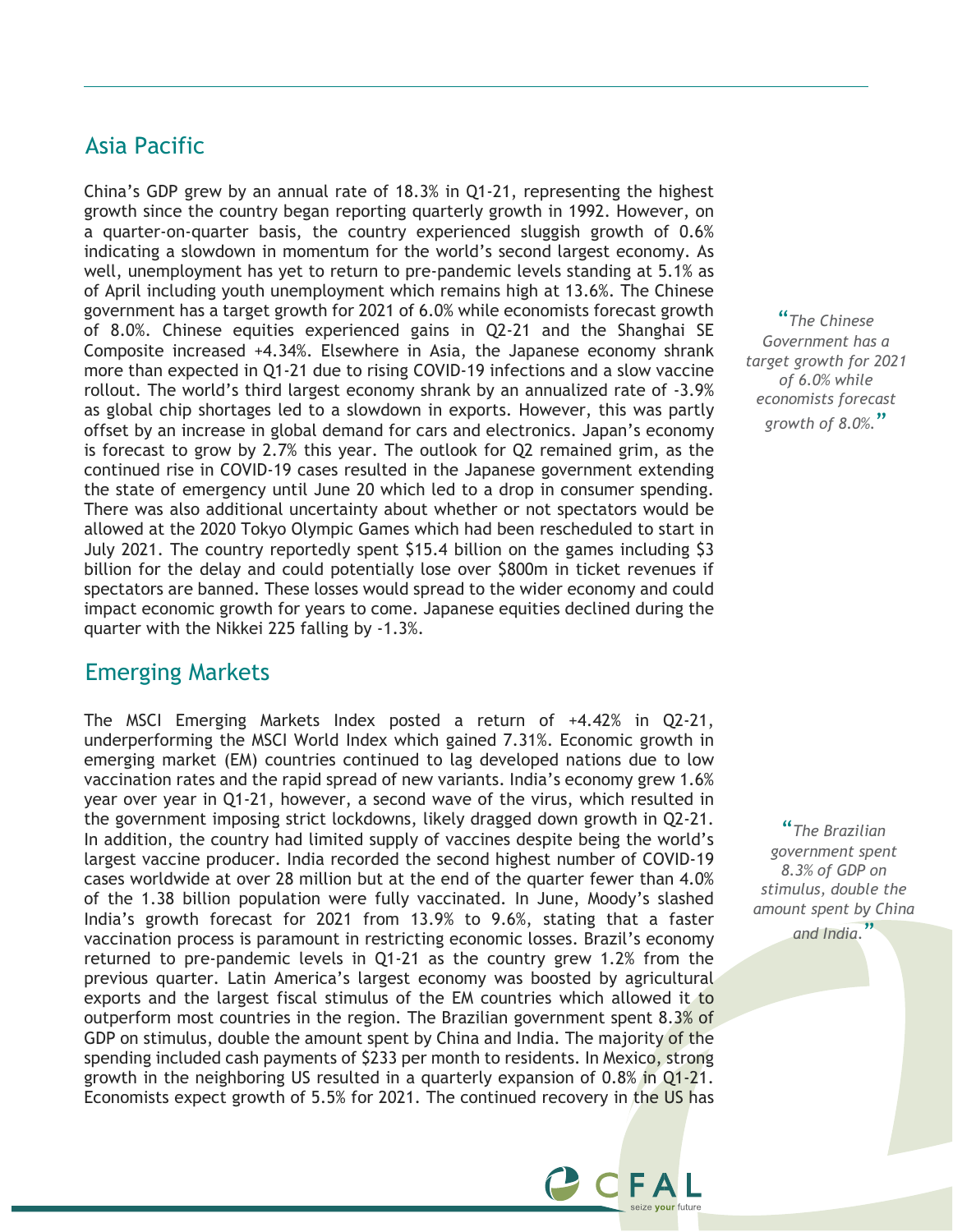## Asia Pacific

China's GDP grew by an annual rate of 18.3% in Q1-21, representing the highest growth since the country began reporting quarterly growth in 1992. However, on a quarter-on-quarter basis, the country experienced sluggish growth of 0.6% indicating a slowdown in momentum for the world's second largest economy. As well, unemployment has yet to return to pre-pandemic levels standing at 5.1% as of April including youth unemployment which remains high at 13.6%. The Chinese government has a target growth for 2021 of 6.0% while economists forecast growth of 8.0%. Chinese equities experienced gains in Q2-21 and the Shanghai SE Composite increased +4.34%. Elsewhere in Asia, the Japanese economy shrank more than expected in Q1-21 due to rising COVID-19 infections and a slow vaccine rollout. The world's third largest economy shrank by an annualized rate of -3.9% as global chip shortages led to a slowdown in exports. However, this was partly offset by an increase in global demand for cars and electronics. Japan's economy is forecast to grow by 2.7% this year. The outlook for Q2 remained grim, as the continued rise in COVID-19 cases resulted in the Japanese government extending the state of emergency until June 20 which led to a drop in consumer spending. There was also additional uncertainty about whether or not spectators would be allowed at the 2020 Tokyo Olympic Games which had been rescheduled to start in July 2021. The country reportedly spent $15.4 billion on the games including $3 billion for the delay and could potentially lose over $800m in ticket revenues if spectators are banned. These losses would spread to the wider economy and could impact economic growth for years to come. Japanese equities declined during the quarter with the Nikkei 225 falling by -1.3%.

> *"The Chinese Government has a target growth for 2021 of 6.0% while economists forecast growth of 8.0%."*

## Emerging Markets

The MSCI Emerging Markets Index posted a return of +4.42% in Q2-21, underperforming the MSCI World Index which gained 7.31%. Economic growth in emerging market (EM) countries continued to lag developed nations due to low vaccination rates and the rapid spread of new variants. India's economy grew 1.6% year over year in Q1-21, however, a second wave of the virus, which resulted in the government imposing strict lockdowns, likely dragged down growth in Q2-21. In addition, the country had limited supply of vaccines despite being the world's largest vaccine producer. India recorded the second highest number of COVID-19 cases worldwide at over 28 million but at the end of the quarter fewer than 4.0% of the 1.38 billion population were fully vaccinated. In June, Moody's slashed India's growth forecast for 2021 from 13.9% to 9.6%, stating that a faster vaccination process is paramount in restricting economic losses. Brazil's economy returned to pre-pandemic levels in Q1-21 as the country grew 1.2% from the previous quarter. Latin America's largest economy was boosted by agricultural exports and the largest fiscal stimulus of the EM countries which allowed it to outperform most countries in the region. The Brazilian government spent 8.3% of GDP on stimulus, double the amount spent by China and India. The majority of the spending included cash payments of $233 per month to residents. In Mexico, strong growth in the neighboring US resulted in a quarterly expansion of 0.8% in Q1-21. Economists expect growth of 5.5% for 2021. The continued recovery in the US has

> *"The Brazilian government spent 8.3% of GDP on stimulus, double the amount spent by China and India."*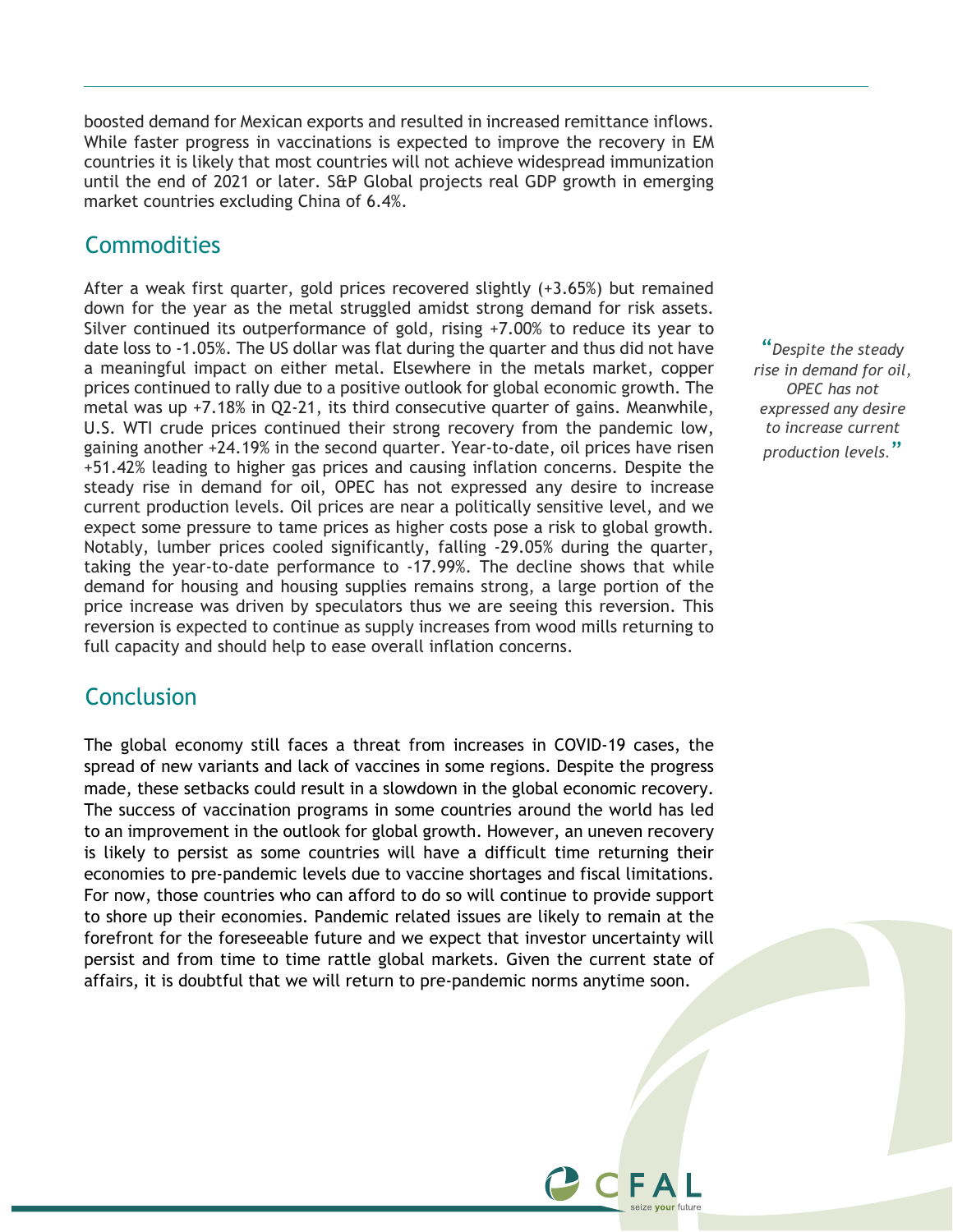boosted demand for Mexican exports and resulted in increased remittance inflows. While faster progress in vaccinations is expected to improve the recovery in EM countries it is likely that most countries will not achieve widespread immunization until the end of 2021 or later. S&P Global projects real GDP growth in emerging market countries excluding China of 6.4%.

## Commodities

After a weak first quarter, gold prices recovered slightly (+3.65%) but remained down for the year as the metal struggled amidst strong demand for risk assets. Silver continued its outperformance of gold, rising +7.00% to reduce its year to date loss to -1.05%. The US dollar was flat during the quarter and thus did not have a meaningful impact on either metal. Elsewhere in the metals market, copper prices continued to rally due to a positive outlook for global economic growth. The metal was up +7.18% in Q2-21, its third consecutive quarter of gains. Meanwhile, U.S. WTI crude prices continued their strong recovery from the pandemic low, gaining another +24.19% in the second quarter. Year-to-date, oil prices have risen +51.42% leading to higher gas prices and causing inflation concerns. Despite the steady rise in demand for oil, OPEC has not expressed any desire to increase current production levels. Oil prices are near a politically sensitive level, and we expect some pressure to tame prices as higher costs pose a risk to global growth. Notably, lumber prices cooled significantly, falling -29.05% during the quarter, taking the year-to-date performance to -17.99%. The decline shows that while demand for housing and housing supplies remains strong, a large portion of the price increase was driven by speculators thus we are seeing this reversion. This reversion is expected to continue as supply increases from wood mills returning to full capacity and should help to ease overall inflation concerns.

> *"Despite the steady rise in demand for oil, OPEC has not expressed any desire to increase current production levels."*

## Conclusion

The global economy still faces a threat from increases in COVID-19 cases, the spread of new variants and lack of vaccines in some regions. Despite the progress made, these setbacks could result in a slowdown in the global economic recovery. The success of vaccination programs in some countries around the world has led to an improvement in the outlook for global growth. However, an uneven recovery is likely to persist as some countries will have a difficult time returning their economies to pre-pandemic levels due to vaccine shortages and fiscal limitations. For now, those countries who can afford to do so will continue to provide support to shore up their economies. Pandemic related issues are likely to remain at the forefront for the foreseeable future and we expect that investor uncertainty will persist and from time to time rattle global markets. Given the current state of affairs, it is doubtful that we will return to pre-pandemic norms anytime soon.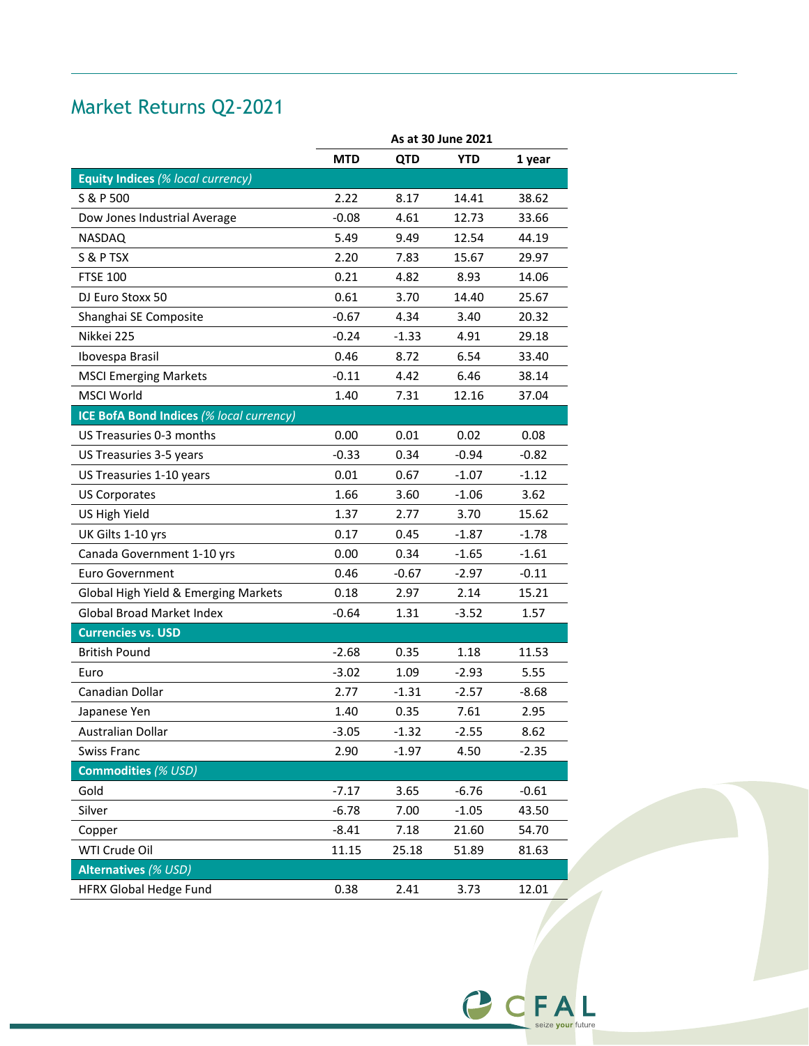## Market Returns Q2-2021

| | As at 30 June 2021 | | | |
|---|---|---|---|---|
| | **MTD** | **QTD** | **YTD** | **1 year** |
| **Equity Indices** *(% local currency)* | | | | |
| S & P 500 | 2.22 | 8.17 | 14.41 | 38.62 |
| Dow Jones Industrial Average | -0.08 | 4.61 | 12.73 | 33.66 |
| NASDAQ | 5.49 | 9.49 | 12.54 | 44.19 |
| S & P TSX | 2.20 | 7.83 | 15.67 | 29.97 |
| FTSE 100 | 0.21 | 4.82 | 8.93 | 14.06 |
| DJ Euro Stoxx 50 | 0.61 | 3.70 | 14.40 | 25.67 |
| Shanghai SE Composite | -0.67 | 4.34 | 3.40 | 20.32 |
| Nikkei 225 | -0.24 | -1.33 | 4.91 | 29.18 |
| Ibovespa Brasil | 0.46 | 8.72 | 6.54 | 33.40 |
| MSCI Emerging Markets | -0.11 | 4.42 | 6.46 | 38.14 |
| MSCI World | 1.40 | 7.31 | 12.16 | 37.04 |
| **ICE BofA Bond Indices** *(% local currency)* | | | | |
| US Treasuries 0-3 months | 0.00 | 0.01 | 0.02 | 0.08 |
| US Treasuries 3-5 years | -0.33 | 0.34 | -0.94 | -0.82 |
| US Treasuries 1-10 years | 0.01 | 0.67 | -1.07 | -1.12 |
| US Corporates | 1.66 | 3.60 | -1.06 | 3.62 |
| US High Yield | 1.37 | 2.77 | 3.70 | 15.62 |
| UK Gilts 1-10 yrs | 0.17 | 0.45 | -1.87 | -1.78 |
| Canada Government 1-10 yrs | 0.00 | 0.34 | -1.65 | -1.61 |
| Euro Government | 0.46 | -0.67 | -2.97 | -0.11 |
| Global High Yield & Emerging Markets | 0.18 | 2.97 | 2.14 | 15.21 |
| Global Broad Market Index | -0.64 | 1.31 | -3.52 | 1.57 |
| **Currencies vs. USD** | | | | |
| British Pound | -2.68 | 0.35 | 1.18 | 11.53 |
| Euro | -3.02 | 1.09 | -2.93 | 5.55 |
| Canadian Dollar | 2.77 | -1.31 | -2.57 | -8.68 |
| Japanese Yen | 1.40 | 0.35 | 7.61 | 2.95 |
| Australian Dollar | -3.05 | -1.32 | -2.55 | 8.62 |
| Swiss Franc | 2.90 | -1.97 | 4.50 | -2.35 |
| **Commodities** *(% USD)* | | | | |
| Gold | -7.17 | 3.65 | -6.76 | -0.61 |
| Silver | -6.78 | 7.00 | -1.05 | 43.50 |
| Copper | -8.41 | 7.18 | 21.60 | 54.70 |
| WTI Crude Oil | 11.15 | 25.18 | 51.89 | 81.63 |
| **Alternatives** *(% USD)* | | | | |
| HFRX Global Hedge Fund | 0.38 | 2.41 | 3.73 | 12.01 |